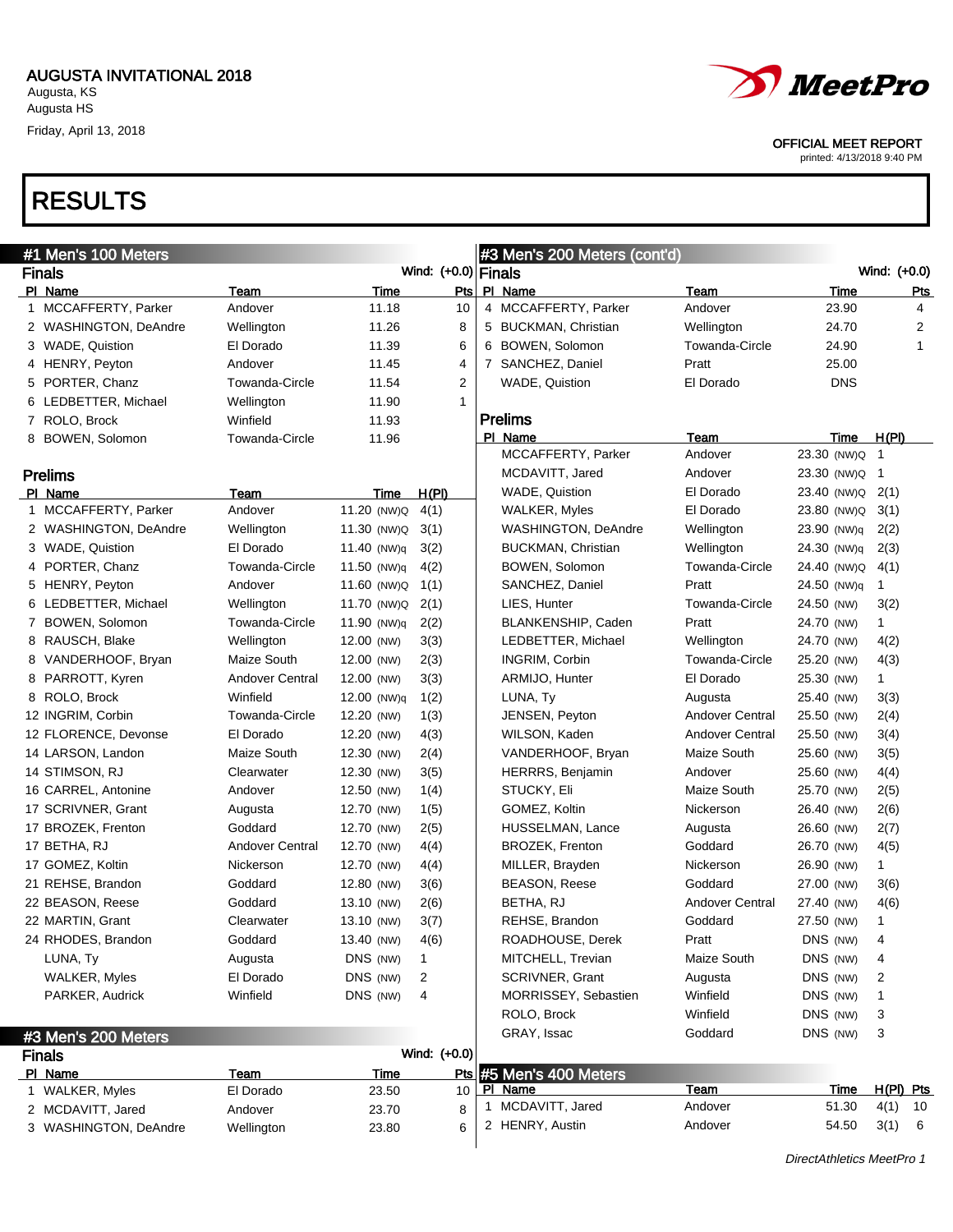AUGUSTA INVITATIONAL 2018
Augusta, KS
Augusta HS
Friday, April 13, 2018

OFFICIAL MEET REPORT
printed: 4/13/2018 9:40 PM

# RESULTS

## #1 Men's 100 Meters

### Finals

Wind: (+0.0)

| Pl | Name | Team | Time | Pts |
|---|---|---|---|---|
| 1 | MCCAFFERTY, Parker | Andover | 11.18 | 10 |
| 2 | WASHINGTON, DeAndre | Wellington | 11.26 | 8 |
| 3 | WADE, Quistion | El Dorado | 11.39 | 6 |
| 4 | HENRY, Peyton | Andover | 11.45 | 4 |
| 5 | PORTER, Chanz | Towanda-Circle | 11.54 | 2 |
| 6 | LEDBETTER, Michael | Wellington | 11.90 | 1 |
| 7 | ROLO, Brock | Winfield | 11.93 | |
| 8 | BOWEN, Solomon | Towanda-Circle | 11.96 | |

### Prelims

| Pl | Name | Team | Time | H(Pl) |
|---|---|---|---|---|
| 1 | MCCAFFERTY, Parker | Andover | 11.20 (NW)Q | 4(1) |
| 2 | WASHINGTON, DeAndre | Wellington | 11.30 (NW)Q | 3(1) |
| 3 | WADE, Quistion | El Dorado | 11.40 (NW)q | 3(2) |
| 4 | PORTER, Chanz | Towanda-Circle | 11.50 (NW)q | 4(2) |
| 5 | HENRY, Peyton | Andover | 11.60 (NW)Q | 1(1) |
| 6 | LEDBETTER, Michael | Wellington | 11.70 (NW)Q | 2(1) |
| 7 | BOWEN, Solomon | Towanda-Circle | 11.90 (NW)q | 2(2) |
| 8 | RAUSCH, Blake | Wellington | 12.00 (NW) | 3(3) |
| 8 | VANDERHOOF, Bryan | Maize South | 12.00 (NW) | 2(3) |
| 8 | PARROTT, Kyren | Andover Central | 12.00 (NW) | 3(3) |
| 8 | ROLO, Brock | Winfield | 12.00 (NW)q | 1(2) |
| 12 | INGRIM, Corbin | Towanda-Circle | 12.20 (NW) | 1(3) |
| 12 | FLORENCE, Devonse | El Dorado | 12.20 (NW) | 4(3) |
| 14 | LARSON, Landon | Maize South | 12.30 (NW) | 2(4) |
| 14 | STIMSON, RJ | Clearwater | 12.30 (NW) | 3(5) |
| 16 | CARREL, Antonine | Andover | 12.50 (NW) | 1(4) |
| 17 | SCRIVNER, Grant | Augusta | 12.70 (NW) | 1(5) |
| 17 | BROZEK, Frenton | Goddard | 12.70 (NW) | 2(5) |
| 17 | BETHA, RJ | Andover Central | 12.70 (NW) | 4(4) |
| 17 | GOMEZ, Koltin | Nickerson | 12.70 (NW) | 4(4) |
| 21 | REHSE, Brandon | Goddard | 12.80 (NW) | 3(6) |
| 22 | BEASON, Reese | Goddard | 13.10 (NW) | 2(6) |
| 22 | MARTIN, Grant | Clearwater | 13.10 (NW) | 3(7) |
| 24 | RHODES, Brandon | Goddard | 13.40 (NW) | 4(6) |
| | LUNA, Ty | Augusta | DNS (NW) | 1 |
| | WALKER, Myles | El Dorado | DNS (NW) | 2 |
| | PARKER, Audrick | Winfield | DNS (NW) | 4 |

## #3 Men's 200 Meters

### Finals

Wind: (+0.0)

| Pl | Name | Team | Time | Pts |
|---|---|---|---|---|
| 1 | WALKER, Myles | El Dorado | 23.50 | 10 |
| 2 | MCDAVITT, Jared | Andover | 23.70 | 8 |
| 3 | WASHINGTON, DeAndre | Wellington | 23.80 | 6 |
| 4 | MCCAFFERTY, Parker | Andover | 23.90 | 4 |
| 5 | BUCKMAN, Christian | Wellington | 24.70 | 2 |
| 6 | BOWEN, Solomon | Towanda-Circle | 24.90 | 1 |
| 7 | SANCHEZ, Daniel | Pratt | 25.00 | |
| | WADE, Quistion | El Dorado | DNS | |

### Prelims

| Pl | Name | Team | Time | H(Pl) |
|---|---|---|---|---|
| | MCCAFFERTY, Parker | Andover | 23.30 (NW)Q | 1 |
| | MCDAVITT, Jared | Andover | 23.30 (NW)Q | 1 |
| | WADE, Quistion | El Dorado | 23.40 (NW)Q | 2(1) |
| | WALKER, Myles | El Dorado | 23.80 (NW)Q | 3(1) |
| | WASHINGTON, DeAndre | Wellington | 23.90 (NW)q | 2(2) |
| | BUCKMAN, Christian | Wellington | 24.30 (NW)q | 2(3) |
| | BOWEN, Solomon | Towanda-Circle | 24.40 (NW)Q | 4(1) |
| | SANCHEZ, Daniel | Pratt | 24.50 (NW)q | 1 |
| | LIES, Hunter | Towanda-Circle | 24.50 (NW) | 3(2) |
| | BLANKENSHIP, Caden | Pratt | 24.70 (NW) | 1 |
| | LEDBETTER, Michael | Wellington | 24.70 (NW) | 4(2) |
| | INGRIM, Corbin | Towanda-Circle | 25.20 (NW) | 4(3) |
| | ARMIJO, Hunter | El Dorado | 25.30 (NW) | 1 |
| | LUNA, Ty | Augusta | 25.40 (NW) | 3(3) |
| | JENSEN, Peyton | Andover Central | 25.50 (NW) | 2(4) |
| | WILSON, Kaden | Andover Central | 25.50 (NW) | 3(4) |
| | VANDERHOOF, Bryan | Maize South | 25.60 (NW) | 3(5) |
| | HERRRS, Benjamin | Andover | 25.60 (NW) | 4(4) |
| | STUCKY, Eli | Maize South | 25.70 (NW) | 2(5) |
| | GOMEZ, Koltin | Nickerson | 26.40 (NW) | 2(6) |
| | HUSSELMAN, Lance | Augusta | 26.60 (NW) | 2(7) |
| | BROZEK, Frenton | Goddard | 26.70 (NW) | 4(5) |
| | MILLER, Brayden | Nickerson | 26.90 (NW) | 1 |
| | BEASON, Reese | Goddard | 27.00 (NW) | 3(6) |
| | BETHA, RJ | Andover Central | 27.40 (NW) | 4(6) |
| | REHSE, Brandon | Goddard | 27.50 (NW) | 1 |
| | ROADHOUSE, Derek | Pratt | DNS (NW) | 4 |
| | MITCHELL, Trevian | Maize South | DNS (NW) | 4 |
| | SCRIVNER, Grant | Augusta | DNS (NW) | 2 |
| | MORRISSEY, Sebastien | Winfield | DNS (NW) | 1 |
| | ROLO, Brock | Winfield | DNS (NW) | 3 |
| | GRAY, Issac | Goddard | DNS (NW) | 3 |

## #5 Men's 400 Meters

| Pl | Name | Team | Time | H(Pl) | Pts |
|---|---|---|---|---|---|
| 1 | MCDAVITT, Jared | Andover | 51.30 | 4(1) | 10 |
| 2 | HENRY, Austin | Andover | 54.50 | 3(1) | 6 |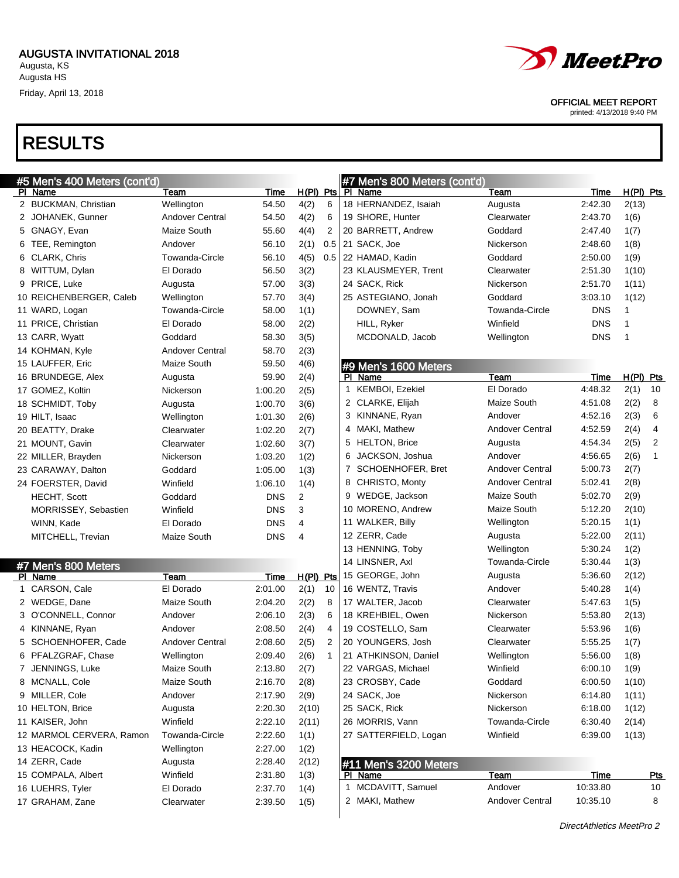AUGUSTA INVITATIONAL 2018
Augusta, KS
Augusta HS
Friday, April 13, 2018

OFFICIAL MEET REPORT
printed: 4/13/2018 9:40 PM

# RESULTS

## #5 Men's 400 Meters (cont'd)

| Pl | Name | Team | Time | H(Pl) | Pts |
|---|---|---|---|---|---|
| 2 | BUCKMAN, Christian | Wellington | 54.50 | 4(2) | 6 |
| 2 | JOHANEK, Gunner | Andover Central | 54.50 | 4(2) | 6 |
| 5 | GNAGY, Evan | Maize South | 55.60 | 4(4) | 2 |
| 6 | TEE, Remington | Andover | 56.10 | 2(1) | 0.5 |
| 6 | CLARK, Chris | Towanda-Circle | 56.10 | 4(5) | 0.5 |
| 8 | WITTUM, Dylan | El Dorado | 56.50 | 3(2) | |
| 9 | PRICE, Luke | Augusta | 57.00 | 3(3) | |
| 10 | REICHENBERGER, Caleb | Wellington | 57.70 | 3(4) | |
| 11 | WARD, Logan | Towanda-Circle | 58.00 | 1(1) | |
| 11 | PRICE, Christian | El Dorado | 58.00 | 2(2) | |
| 13 | CARR, Wyatt | Goddard | 58.30 | 3(5) | |
| 14 | KOHMAN, Kyle | Andover Central | 58.70 | 2(3) | |
| 15 | LAUFFER, Eric | Maize South | 59.50 | 4(6) | |
| 16 | BRUNDEGE, Alex | Augusta | 59.90 | 2(4) | |
| 17 | GOMEZ, Koltin | Nickerson | 1:00.20 | 2(5) | |
| 18 | SCHMIDT, Toby | Augusta | 1:00.70 | 3(6) | |
| 19 | HILT, Isaac | Wellington | 1:01.30 | 2(6) | |
| 20 | BEATTY, Drake | Clearwater | 1:02.20 | 2(7) | |
| 21 | MOUNT, Gavin | Clearwater | 1:02.60 | 3(7) | |
| 22 | MILLER, Brayden | Nickerson | 1:03.20 | 1(2) | |
| 23 | CARAWAY, Dalton | Goddard | 1:05.00 | 1(3) | |
| 24 | FOERSTER, David | Winfield | 1:06.10 | 1(4) | |
| | HECHT, Scott | Goddard | DNS | 2 | |
| | MORRISSEY, Sebastien | Winfield | DNS | 3 | |
| | WINN, Kade | El Dorado | DNS | 4 | |
| | MITCHELL, Trevian | Maize South | DNS | 4 | |

## #7 Men's 800 Meters

| Pl | Name | Team | Time | H(Pl) | Pts |
|---|---|---|---|---|---|
| 1 | CARSON, Cale | El Dorado | 2:01.00 | 2(1) | 10 |
| 2 | WEDGE, Dane | Maize South | 2:04.20 | 2(2) | 8 |
| 3 | O'CONNELL, Connor | Andover | 2:06.10 | 2(3) | 6 |
| 4 | KINNANE, Ryan | Andover | 2:08.50 | 2(4) | 4 |
| 5 | SCHOENHOFER, Cade | Andover Central | 2:08.60 | 2(5) | 2 |
| 6 | PFALZGRAF, Chase | Wellington | 2:09.40 | 2(6) | 1 |
| 7 | JENNINGS, Luke | Maize South | 2:13.80 | 2(7) | |
| 8 | MCNALL, Cole | Maize South | 2:16.70 | 2(8) | |
| 9 | MILLER, Cole | Andover | 2:17.90 | 2(9) | |
| 10 | HELTON, Brice | Augusta | 2:20.30 | 2(10) | |
| 11 | KAISER, John | Winfield | 2:22.10 | 2(11) | |
| 12 | MARMOL CERVERA, Ramon | Towanda-Circle | 2:22.60 | 1(1) | |
| 13 | HEACOCK, Kadin | Wellington | 2:27.00 | 1(2) | |
| 14 | ZERR, Cade | Augusta | 2:28.40 | 2(12) | |
| 15 | COMPALA, Albert | Winfield | 2:31.80 | 1(3) | |
| 16 | LUEHRS, Tyler | El Dorado | 2:37.70 | 1(4) | |
| 17 | GRAHAM, Zane | Clearwater | 2:39.50 | 1(5) | |
| 18 | HERNANDEZ, Isaiah | Augusta | 2:42.30 | 2(13) | |
| 19 | SHORE, Hunter | Clearwater | 2:43.70 | 1(6) | |
| 20 | BARRETT, Andrew | Goddard | 2:47.40 | 1(7) | |
| 21 | SACK, Joe | Nickerson | 2:48.60 | 1(8) | |
| 22 | HAMAD, Kadin | Goddard | 2:50.00 | 1(9) | |
| 23 | KLAUSMEYER, Trent | Clearwater | 2:51.30 | 1(10) | |
| 24 | SACK, Rick | Nickerson | 2:51.70 | 1(11) | |
| 25 | ASTEGIANO, Jonah | Goddard | 3:03.10 | 1(12) | |
| | DOWNEY, Sam | Towanda-Circle | DNS | 1 | |
| | HILL, Ryker | Winfield | DNS | 1 | |
| | MCDONALD, Jacob | Wellington | DNS | 1 | |

## #9 Men's 1600 Meters

| Pl | Name | Team | Time | H(Pl) | Pts |
|---|---|---|---|---|---|
| 1 | KEMBOI, Ezekiel | El Dorado | 4:48.32 | 2(1) | 10 |
| 2 | CLARKE, Elijah | Maize South | 4:51.08 | 2(2) | 8 |
| 3 | KINNANE, Ryan | Andover | 4:52.16 | 2(3) | 6 |
| 4 | MAKI, Mathew | Andover Central | 4:52.59 | 2(4) | 4 |
| 5 | HELTON, Brice | Augusta | 4:54.34 | 2(5) | 2 |
| 6 | JACKSON, Joshua | Andover | 4:56.65 | 2(6) | 1 |
| 7 | SCHOENHOFER, Bret | Andover Central | 5:00.73 | 2(7) | |
| 8 | CHRISTO, Monty | Andover Central | 5:02.41 | 2(8) | |
| 9 | WEDGE, Jackson | Maize South | 5:02.70 | 2(9) | |
| 10 | MORENO, Andrew | Maize South | 5:12.20 | 2(10) | |
| 11 | WALKER, Billy | Wellington | 5:20.15 | 1(1) | |
| 12 | ZERR, Cade | Augusta | 5:22.00 | 2(11) | |
| 13 | HENNING, Toby | Wellington | 5:30.24 | 1(2) | |
| 14 | LINSNER, Axl | Towanda-Circle | 5:30.44 | 1(3) | |
| 15 | GEORGE, John | Augusta | 5:36.60 | 2(12) | |
| 16 | WENTZ, Travis | Andover | 5:40.28 | 1(4) | |
| 17 | WALTER, Jacob | Clearwater | 5:47.63 | 1(5) | |
| 18 | KREHBIEL, Owen | Nickerson | 5:53.80 | 2(13) | |
| 19 | COSTELLO, Sam | Clearwater | 5:53.96 | 1(6) | |
| 20 | YOUNGERS, Josh | Clearwater | 5:55.25 | 1(7) | |
| 21 | ATHKINSON, Daniel | Wellington | 5:56.00 | 1(8) | |
| 22 | VARGAS, Michael | Winfield | 6:00.10 | 1(9) | |
| 23 | CROSBY, Cade | Goddard | 6:00.50 | 1(10) | |
| 24 | SACK, Joe | Nickerson | 6:14.80 | 1(11) | |
| 25 | SACK, Rick | Nickerson | 6:18.00 | 1(12) | |
| 26 | MORRIS, Vann | Towanda-Circle | 6:30.40 | 2(14) | |
| 27 | SATTERFIELD, Logan | Winfield | 6:39.00 | 1(13) | |

## #11 Men's 3200 Meters

| Pl | Name | Team | Time | Pts |
|---|---|---|---|---|
| 1 | MCDAVITT, Samuel | Andover | 10:33.80 | 10 |
| 2 | MAKI, Mathew | Andover Central | 10:35.10 | 8 |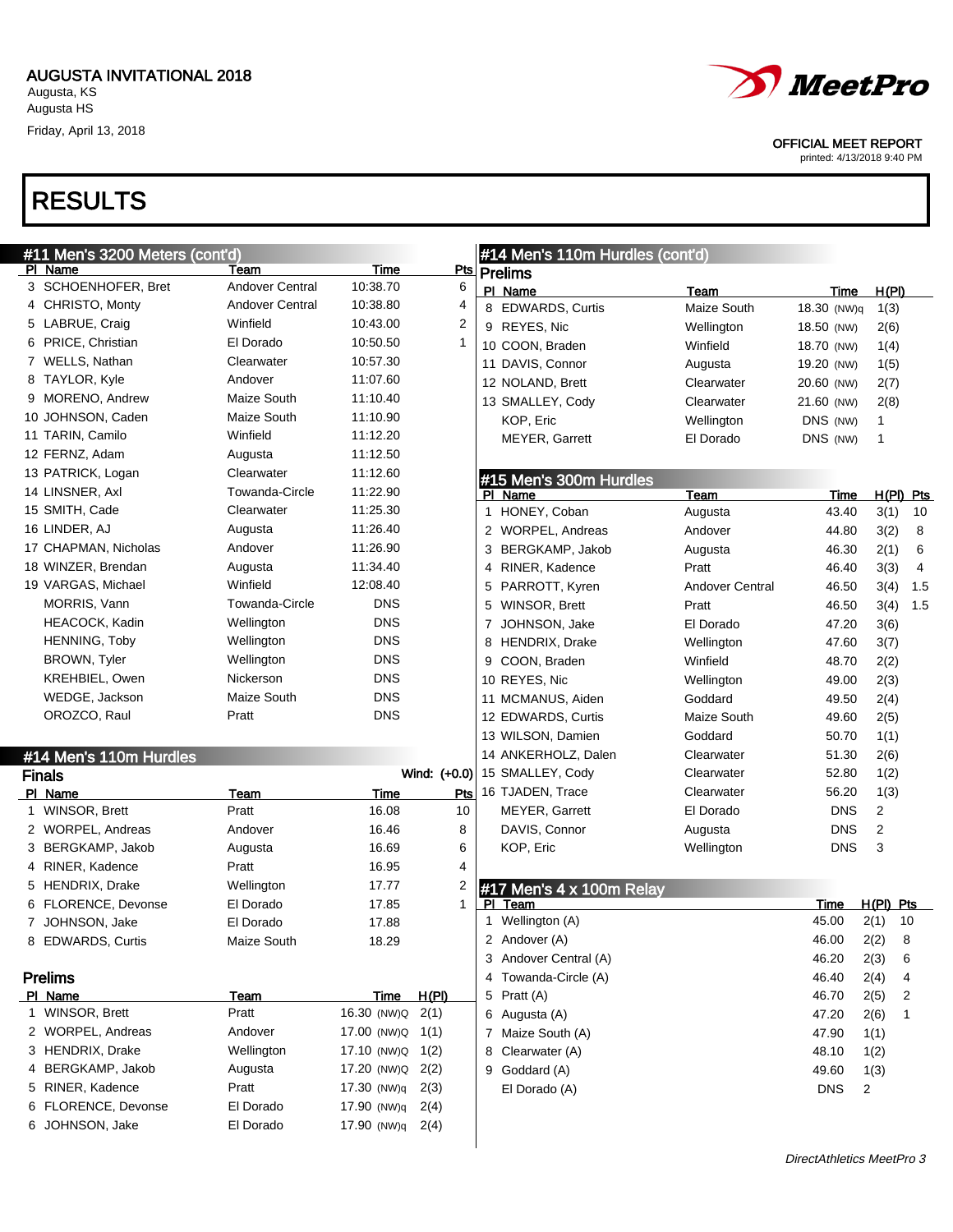AUGUSTA INVITATIONAL 2018
Augusta, KS
Augusta HS
Friday, April 13, 2018

OFFICIAL MEET REPORT
printed: 4/13/2018 9:40 PM

# RESULTS

## #11 Men's 3200 Meters (cont'd)

| Pl | Name | Team | Time | Pts |
|---|---|---|---|---|
| 3 | SCHOENHOFER, Bret | Andover Central | 10:38.70 | 6 |
| 4 | CHRISTO, Monty | Andover Central | 10:38.80 | 4 |
| 5 | LABRUE, Craig | Winfield | 10:43.00 | 2 |
| 6 | PRICE, Christian | El Dorado | 10:50.50 | 1 |
| 7 | WELLS, Nathan | Clearwater | 10:57.30 | |
| 8 | TAYLOR, Kyle | Andover | 11:07.60 | |
| 9 | MORENO, Andrew | Maize South | 11:10.40 | |
| 10 | JOHNSON, Caden | Maize South | 11:10.90 | |
| 11 | TARIN, Camilo | Winfield | 11:12.20 | |
| 12 | FERNZ, Adam | Augusta | 11:12.50 | |
| 13 | PATRICK, Logan | Clearwater | 11:12.60 | |
| 14 | LINSNER, Axl | Towanda-Circle | 11:22.90 | |
| 15 | SMITH, Cade | Clearwater | 11:25.30 | |
| 16 | LINDER, AJ | Augusta | 11:26.40 | |
| 17 | CHAPMAN, Nicholas | Andover | 11:26.90 | |
| 18 | WINZER, Brendan | Augusta | 11:34.40 | |
| 19 | VARGAS, Michael | Winfield | 12:08.40 | |
| | MORRIS, Vann | Towanda-Circle | DNS | |
| | HEACOCK, Kadin | Wellington | DNS | |
| | HENNING, Toby | Wellington | DNS | |
| | BROWN, Tyler | Wellington | DNS | |
| | KREHBIEL, Owen | Nickerson | DNS | |
| | WEDGE, Jackson | Maize South | DNS | |
| | OROZCO, Raul | Pratt | DNS | |

## #14 Men's 110m Hurdles

### Finals

Wind: (+0.0)

| Pl | Name | Team | Time | Pts |
|---|---|---|---|---|
| 1 | WINSOR, Brett | Pratt | 16.08 | 10 |
| 2 | WORPEL, Andreas | Andover | 16.46 | 8 |
| 3 | BERGKAMP, Jakob | Augusta | 16.69 | 6 |
| 4 | RINER, Kadence | Pratt | 16.95 | 4 |
| 5 | HENDRIX, Drake | Wellington | 17.77 | 2 |
| 6 | FLORENCE, Devonse | El Dorado | 17.85 | 1 |
| 7 | JOHNSON, Jake | El Dorado | 17.88 | |
| 8 | EDWARDS, Curtis | Maize South | 18.29 | |

### Prelims

| Pl | Name | Team | Time | H(Pl) |
|---|---|---|---|---|
| 1 | WINSOR, Brett | Pratt | 16.30 (NW)Q | 2(1) |
| 2 | WORPEL, Andreas | Andover | 17.00 (NW)Q | 1(1) |
| 3 | HENDRIX, Drake | Wellington | 17.10 (NW)Q | 1(2) |
| 4 | BERGKAMP, Jakob | Augusta | 17.20 (NW)Q | 2(2) |
| 5 | RINER, Kadence | Pratt | 17.30 (NW)q | 2(3) |
| 6 | FLORENCE, Devonse | El Dorado | 17.90 (NW)q | 2(4) |
| 6 | JOHNSON, Jake | El Dorado | 17.90 (NW)q | 2(4) |
| 8 | EDWARDS, Curtis | Maize South | 18.30 (NW)q | 1(3) |
| 9 | REYES, Nic | Wellington | 18.50 (NW) | 2(6) |
| 10 | COON, Braden | Winfield | 18.70 (NW) | 1(4) |
| 11 | DAVIS, Connor | Augusta | 19.20 (NW) | 1(5) |
| 12 | NOLAND, Brett | Clearwater | 20.60 (NW) | 2(7) |
| 13 | SMALLEY, Cody | Clearwater | 21.60 (NW) | 2(8) |
| | KOP, Eric | Wellington | DNS (NW) | 1 |
| | MEYER, Garrett | El Dorado | DNS (NW) | 1 |

## #15 Men's 300m Hurdles

| Pl | Name | Team | Time | H(Pl) | Pts |
|---|---|---|---|---|---|
| 1 | HONEY, Coban | Augusta | 43.40 | 3(1) | 10 |
| 2 | WORPEL, Andreas | Andover | 44.80 | 3(2) | 8 |
| 3 | BERGKAMP, Jakob | Augusta | 46.30 | 2(1) | 6 |
| 4 | RINER, Kadence | Pratt | 46.40 | 3(3) | 4 |
| 5 | PARROTT, Kyren | Andover Central | 46.50 | 3(4) | 1.5 |
| 5 | WINSOR, Brett | Pratt | 46.50 | 3(4) | 1.5 |
| 7 | JOHNSON, Jake | El Dorado | 47.20 | 3(6) | |
| 8 | HENDRIX, Drake | Wellington | 47.60 | 3(7) | |
| 9 | COON, Braden | Winfield | 48.70 | 2(2) | |
| 10 | REYES, Nic | Wellington | 49.00 | 2(3) | |
| 11 | MCMANUS, Aiden | Goddard | 49.50 | 2(4) | |
| 12 | EDWARDS, Curtis | Maize South | 49.60 | 2(5) | |
| 13 | WILSON, Damien | Goddard | 50.70 | 1(1) | |
| 14 | ANKERHOLZ, Dalen | Clearwater | 51.30 | 2(6) | |
| 15 | SMALLEY, Cody | Clearwater | 52.80 | 1(2) | |
| 16 | TJADEN, Trace | Clearwater | 56.20 | 1(3) | |
| | MEYER, Garrett | El Dorado | DNS | 2 | |
| | DAVIS, Connor | Augusta | DNS | 2 | |
| | KOP, Eric | Wellington | DNS | 3 | |

## #17 Men's 4 x 100m Relay

| Pl | Team | Time | H(Pl) | Pts |
|---|---|---|---|---|
| 1 | Wellington (A) | 45.00 | 2(1) | 10 |
| 2 | Andover (A) | 46.00 | 2(2) | 8 |
| 3 | Andover Central (A) | 46.20 | 2(3) | 6 |
| 4 | Towanda-Circle (A) | 46.40 | 2(4) | 4 |
| 5 | Pratt (A) | 46.70 | 2(5) | 2 |
| 6 | Augusta (A) | 47.20 | 2(6) | 1 |
| 7 | Maize South (A) | 47.90 | 1(1) | |
| 8 | Clearwater (A) | 48.10 | 1(2) | |
| 9 | Goddard (A) | 49.60 | 1(3) | |
| | El Dorado (A) | DNS | 2 | |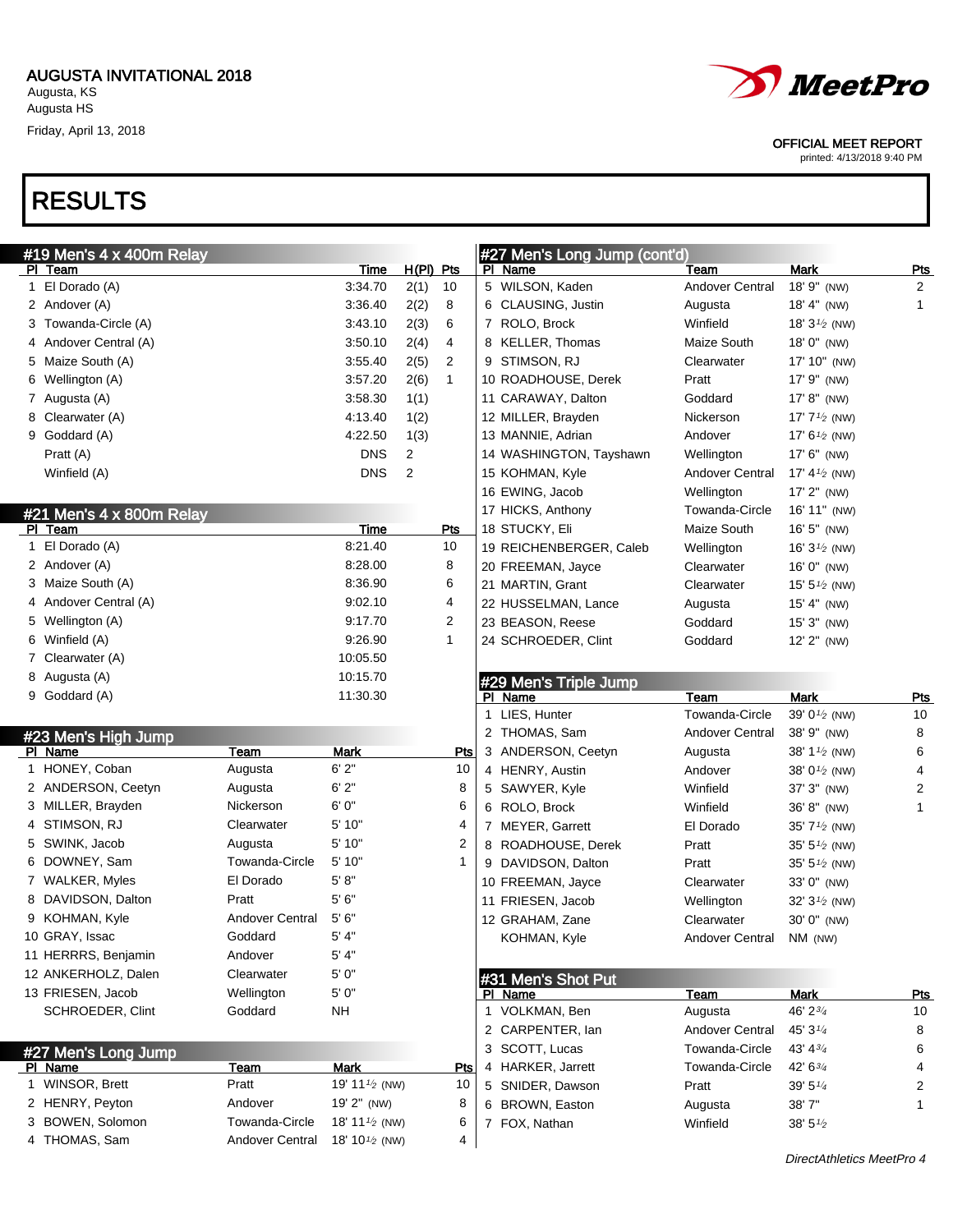AUGUSTA INVITATIONAL 2018
Augusta, KS
Augusta HS
Friday, April 13, 2018

OFFICIAL MEET REPORT
printed: 4/13/2018 9:40 PM

# RESULTS

## #19 Men's 4 x 400m Relay

| Pl | Team | Time | H(Pl) | Pts |
|---|---|---|---|---|
| 1 | El Dorado (A) | 3:34.70 | 2(1) | 10 |
| 2 | Andover (A) | 3:36.40 | 2(2) | 8 |
| 3 | Towanda-Circle (A) | 3:43.10 | 2(3) | 6 |
| 4 | Andover Central (A) | 3:50.10 | 2(4) | 4 |
| 5 | Maize South (A) | 3:55.40 | 2(5) | 2 |
| 6 | Wellington (A) | 3:57.20 | 2(6) | 1 |
| 7 | Augusta (A) | 3:58.30 | 1(1) | |
| 8 | Clearwater (A) | 4:13.40 | 1(2) | |
| 9 | Goddard (A) | 4:22.50 | 1(3) | |
| | Pratt (A) | DNS | 2 | |
| | Winfield (A) | DNS | 2 | |

## #21 Men's 4 x 800m Relay

| Pl | Team | Time | Pts |
|---|---|---|---|
| 1 | El Dorado (A) | 8:21.40 | 10 |
| 2 | Andover (A) | 8:28.00 | 8 |
| 3 | Maize South (A) | 8:36.90 | 6 |
| 4 | Andover Central (A) | 9:02.10 | 4 |
| 5 | Wellington (A) | 9:17.70 | 2 |
| 6 | Winfield (A) | 9:26.90 | 1 |
| 7 | Clearwater (A) | 10:05.50 | |
| 8 | Augusta (A) | 10:15.70 | |
| 9 | Goddard (A) | 11:30.30 | |

## #23 Men's High Jump

| Pl | Name | Team | Mark | Pts |
|---|---|---|---|---|
| 1 | HONEY, Coban | Augusta | 6' 2" | 10 |
| 2 | ANDERSON, Ceetyn | Augusta | 6' 2" | 8 |
| 3 | MILLER, Brayden | Nickerson | 6' 0" | 6 |
| 4 | STIMSON, RJ | Clearwater | 5' 10" | 4 |
| 5 | SWINK, Jacob | Augusta | 5' 10" | 2 |
| 6 | DOWNEY, Sam | Towanda-Circle | 5' 10" | 1 |
| 7 | WALKER, Myles | El Dorado | 5' 8" | |
| 8 | DAVIDSON, Dalton | Pratt | 5' 6" | |
| 9 | KOHMAN, Kyle | Andover Central | 5' 6" | |
| 10 | GRAY, Issac | Goddard | 5' 4" | |
| 11 | HERRRS, Benjamin | Andover | 5' 4" | |
| 12 | ANKERHOLZ, Dalen | Clearwater | 5' 0" | |
| 13 | FRIESEN, Jacob | Wellington | 5' 0" | |
| | SCHROEDER, Clint | Goddard | NH | |

## #27 Men's Long Jump

| Pl | Name | Team | Mark | Pts |
|---|---|---|---|---|
| 1 | WINSOR, Brett | Pratt | 19' 11½ (NW) | 10 |
| 2 | HENRY, Peyton | Andover | 19' 2" (NW) | 8 |
| 3 | BOWEN, Solomon | Towanda-Circle | 18' 11½ (NW) | 6 |
| 4 | THOMAS, Sam | Andover Central | 18' 10½ (NW) | 4 |
| 5 | WILSON, Kaden | Andover Central | 18' 9" (NW) | 2 |
| 6 | CLAUSING, Justin | Augusta | 18' 4" (NW) | 1 |
| 7 | ROLO, Brock | Winfield | 18' 3½ (NW) | |
| 8 | KELLER, Thomas | Maize South | 18' 0" (NW) | |
| 9 | STIMSON, RJ | Clearwater | 17' 10" (NW) | |
| 10 | ROADHOUSE, Derek | Pratt | 17' 9" (NW) | |
| 11 | CARAWAY, Dalton | Goddard | 17' 8" (NW) | |
| 12 | MILLER, Brayden | Nickerson | 17' 7½ (NW) | |
| 13 | MANNIE, Adrian | Andover | 17' 6½ (NW) | |
| 14 | WASHINGTON, Tayshawn | Wellington | 17' 6" (NW) | |
| 15 | KOHMAN, Kyle | Andover Central | 17' 4½ (NW) | |
| 16 | EWING, Jacob | Wellington | 17' 2" (NW) | |
| 17 | HICKS, Anthony | Towanda-Circle | 16' 11" (NW) | |
| 18 | STUCKY, Eli | Maize South | 16' 5" (NW) | |
| 19 | REICHENBERGER, Caleb | Wellington | 16' 3½ (NW) | |
| 20 | FREEMAN, Jayce | Clearwater | 16' 0" (NW) | |
| 21 | MARTIN, Grant | Clearwater | 15' 5½ (NW) | |
| 22 | HUSSELMAN, Lance | Augusta | 15' 4" (NW) | |
| 23 | BEASON, Reese | Goddard | 15' 3" (NW) | |
| 24 | SCHROEDER, Clint | Goddard | 12' 2" (NW) | |

## #29 Men's Triple Jump

| Pl | Name | Team | Mark | Pts |
|---|---|---|---|---|
| 1 | LIES, Hunter | Towanda-Circle | 39' 0½ (NW) | 10 |
| 2 | THOMAS, Sam | Andover Central | 38' 9" (NW) | 8 |
| 3 | ANDERSON, Ceetyn | Augusta | 38' 1½ (NW) | 6 |
| 4 | HENRY, Austin | Andover | 38' 0½ (NW) | 4 |
| 5 | SAWYER, Kyle | Winfield | 37' 3" (NW) | 2 |
| 6 | ROLO, Brock | Winfield | 36' 8" (NW) | 1 |
| 7 | MEYER, Garrett | El Dorado | 35' 7½ (NW) | |
| 8 | ROADHOUSE, Derek | Pratt | 35' 5½ (NW) | |
| 9 | DAVIDSON, Dalton | Pratt | 35' 5½ (NW) | |
| 10 | FREEMAN, Jayce | Clearwater | 33' 0" (NW) | |
| 11 | FRIESEN, Jacob | Wellington | 32' 3½ (NW) | |
| 12 | GRAHAM, Zane | Clearwater | 30' 0" (NW) | |
| | KOHMAN, Kyle | Andover Central | NM (NW) | |

## #31 Men's Shot Put

| Pl | Name | Team | Mark | Pts |
|---|---|---|---|---|
| 1 | VOLKMAN, Ben | Augusta | 46' 2¾ | 10 |
| 2 | CARPENTER, Ian | Andover Central | 45' 3¼ | 8 |
| 3 | SCOTT, Lucas | Towanda-Circle | 43' 4¾ | 6 |
| 4 | HARKER, Jarrett | Towanda-Circle | 42' 6¾ | 4 |
| 5 | SNIDER, Dawson | Pratt | 39' 5¼ | 2 |
| 6 | BROWN, Easton | Augusta | 38' 7" | 1 |
| 7 | FOX, Nathan | Winfield | 38' 5½ | |

*DirectAthletics MeetPro 4*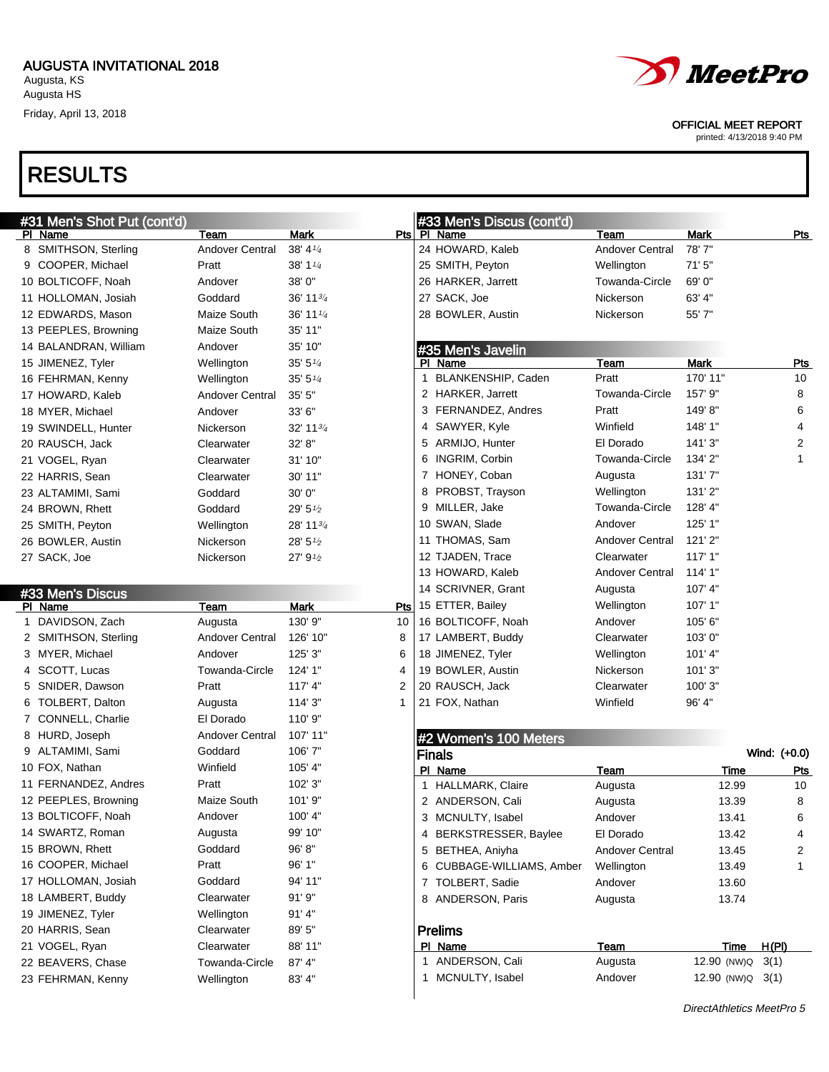AUGUSTA INVITATIONAL 2018
Augusta, KS
Augusta HS
Friday, April 13, 2018

OFFICIAL MEET REPORT
printed: 4/13/2018 9:40 PM

# RESULTS

## #31 Men's Shot Put (cont'd)

| Pl | Name | Team | Mark | Pts |
|---|---|---|---|---|
| 8 | SMITHSON, Sterling | Andover Central | 38' 4¼ | |
| 9 | COOPER, Michael | Pratt | 38' 1¼ | |
| 10 | BOLTICOFF, Noah | Andover | 38' 0" | |
| 11 | HOLLOMAN, Josiah | Goddard | 36' 11¾ | |
| 12 | EDWARDS, Mason | Maize South | 36' 11¼ | |
| 13 | PEEPLES, Browning | Maize South | 35' 11" | |
| 14 | BALANDRAN, William | Andover | 35' 10" | |
| 15 | JIMENEZ, Tyler | Wellington | 35' 5¼ | |
| 16 | FEHRMAN, Kenny | Wellington | 35' 5¼ | |
| 17 | HOWARD, Kaleb | Andover Central | 35' 5" | |
| 18 | MYER, Michael | Andover | 33' 6" | |
| 19 | SWINDELL, Hunter | Nickerson | 32' 11¾ | |
| 20 | RAUSCH, Jack | Clearwater | 32' 8" | |
| 21 | VOGEL, Ryan | Clearwater | 31' 10" | |
| 22 | HARRIS, Sean | Clearwater | 30' 11" | |
| 23 | ALTAMIMI, Sami | Goddard | 30' 0" | |
| 24 | BROWN, Rhett | Goddard | 29' 5½ | |
| 25 | SMITH, Peyton | Wellington | 28' 11¾ | |
| 26 | BOWLER, Austin | Nickerson | 28' 5½ | |
| 27 | SACK, Joe | Nickerson | 27' 9½ | |

## #33 Men's Discus

| Pl | Name | Team | Mark | Pts |
|---|---|---|---|---|
| 1 | DAVIDSON, Zach | Augusta | 130' 9" | 10 |
| 2 | SMITHSON, Sterling | Andover Central | 126' 10" | 8 |
| 3 | MYER, Michael | Andover | 125' 3" | 6 |
| 4 | SCOTT, Lucas | Towanda-Circle | 124' 1" | 4 |
| 5 | SNIDER, Dawson | Pratt | 117' 4" | 2 |
| 6 | TOLBERT, Dalton | Augusta | 114' 3" | 1 |
| 7 | CONNELL, Charlie | El Dorado | 110' 9" | |
| 8 | HURD, Joseph | Andover Central | 107' 11" | |
| 9 | ALTAMIMI, Sami | Goddard | 106' 7" | |
| 10 | FOX, Nathan | Winfield | 105' 4" | |
| 11 | FERNANDEZ, Andres | Pratt | 102' 3" | |
| 12 | PEEPLES, Browning | Maize South | 101' 9" | |
| 13 | BOLTICOFF, Noah | Andover | 100' 4" | |
| 14 | SWARTZ, Roman | Augusta | 99' 10" | |
| 15 | BROWN, Rhett | Goddard | 96' 8" | |
| 16 | COOPER, Michael | Pratt | 96' 1" | |
| 17 | HOLLOMAN, Josiah | Goddard | 94' 11" | |
| 18 | LAMBERT, Buddy | Clearwater | 91' 9" | |
| 19 | JIMENEZ, Tyler | Wellington | 91' 4" | |
| 20 | HARRIS, Sean | Clearwater | 89' 5" | |
| 21 | VOGEL, Ryan | Clearwater | 88' 11" | |
| 22 | BEAVERS, Chase | Towanda-Circle | 87' 4" | |
| 23 | FEHRMAN, Kenny | Wellington | 83' 4" | |

## #33 Men's Discus (cont'd)

| Pl | Name | Team | Mark | Pts |
|---|---|---|---|---|
| 24 | HOWARD, Kaleb | Andover Central | 78' 7" | |
| 25 | SMITH, Peyton | Wellington | 71' 5" | |
| 26 | HARKER, Jarrett | Towanda-Circle | 69' 0" | |
| 27 | SACK, Joe | Nickerson | 63' 4" | |
| 28 | BOWLER, Austin | Nickerson | 55' 7" | |

## #35 Men's Javelin

| Pl | Name | Team | Mark | Pts |
|---|---|---|---|---|
| 1 | BLANKENSHIP, Caden | Pratt | 170' 11" | 10 |
| 2 | HARKER, Jarrett | Towanda-Circle | 157' 9" | 8 |
| 3 | FERNANDEZ, Andres | Pratt | 149' 8" | 6 |
| 4 | SAWYER, Kyle | Winfield | 148' 1" | 4 |
| 5 | ARMIJO, Hunter | El Dorado | 141' 3" | 2 |
| 6 | INGRIM, Corbin | Towanda-Circle | 134' 2" | 1 |
| 7 | HONEY, Coban | Augusta | 131' 7" | |
| 8 | PROBST, Trayson | Wellington | 131' 2" | |
| 9 | MILLER, Jake | Towanda-Circle | 128' 4" | |
| 10 | SWAN, Slade | Andover | 125' 1" | |
| 11 | THOMAS, Sam | Andover Central | 121' 2" | |
| 12 | TJADEN, Trace | Clearwater | 117' 1" | |
| 13 | HOWARD, Kaleb | Andover Central | 114' 1" | |
| 14 | SCRIVNER, Grant | Augusta | 107' 4" | |
| 15 | ETTER, Bailey | Wellington | 107' 1" | |
| 16 | BOLTICOFF, Noah | Andover | 105' 6" | |
| 17 | LAMBERT, Buddy | Clearwater | 103' 0" | |
| 18 | JIMENEZ, Tyler | Wellington | 101' 4" | |
| 19 | BOWLER, Austin | Nickerson | 101' 3" | |
| 20 | RAUSCH, Jack | Clearwater | 100' 3" | |
| 21 | FOX, Nathan | Winfield | 96' 4" | |

## #2 Women's 100 Meters

### Finals

Wind: (+0.0)

| Pl | Name | Team | Time | Pts |
|---|---|---|---|---|
| 1 | HALLMARK, Claire | Augusta | 12.99 | 10 |
| 2 | ANDERSON, Cali | Augusta | 13.39 | 8 |
| 3 | MCNULTY, Isabel | Andover | 13.41 | 6 |
| 4 | BERKSTRESSER, Baylee | El Dorado | 13.42 | 4 |
| 5 | BETHEA, Aniyha | Andover Central | 13.45 | 2 |
| 6 | CUBBAGE-WILLIAMS, Amber | Wellington | 13.49 | 1 |
| 7 | TOLBERT, Sadie | Andover | 13.60 | |
| 8 | ANDERSON, Paris | Augusta | 13.74 | |

### Prelims

| Pl | Name | Team | Time | H(Pl) |
|---|---|---|---|---|
| 1 | ANDERSON, Cali | Augusta | 12.90 (NW)Q | 3(1) |
| 1 | MCNULTY, Isabel | Andover | 12.90 (NW)Q | 3(1) |

*DirectAthletics MeetPro 5*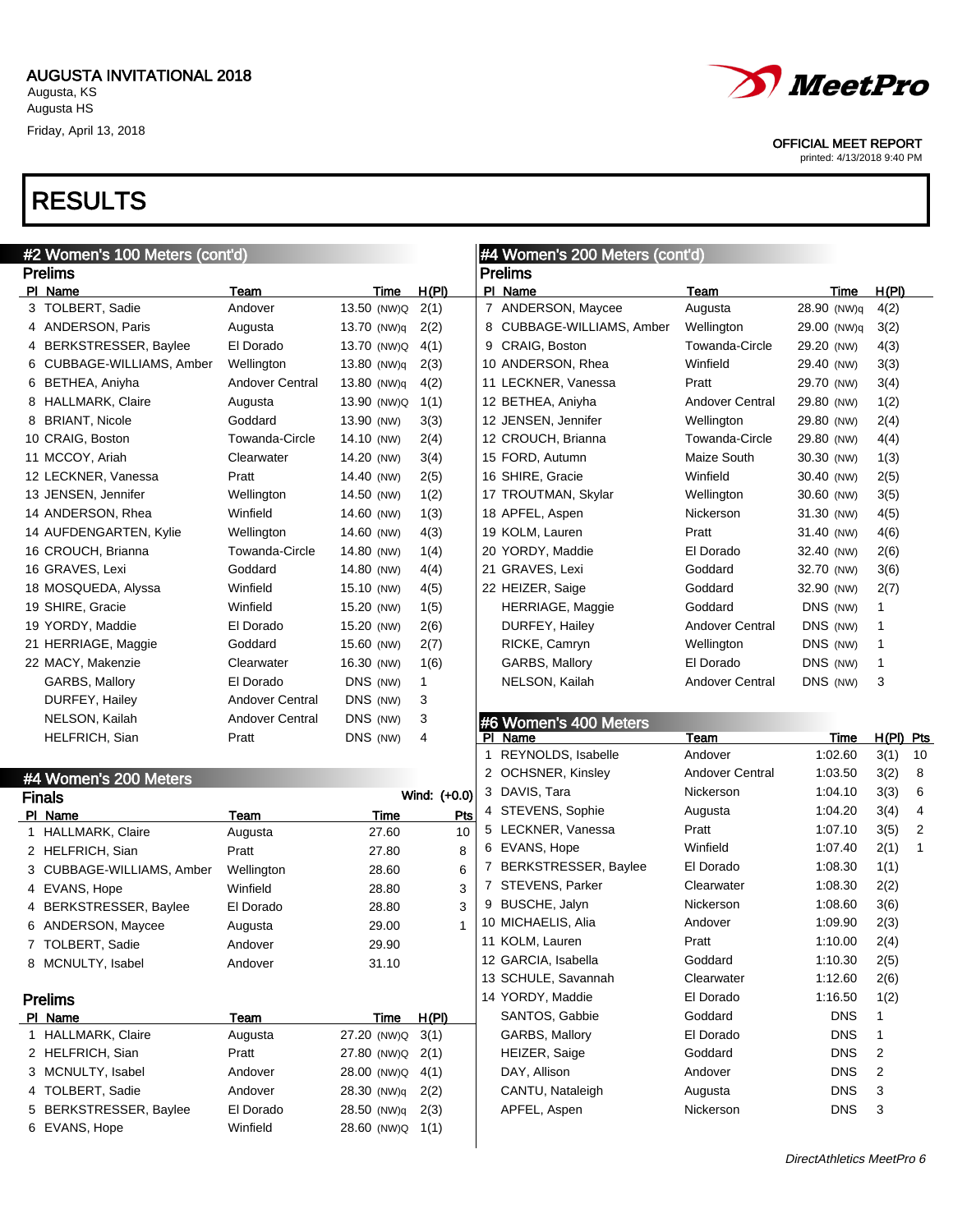# AUGUSTA INVITATIONAL 2018

Augusta, KS
Augusta HS
Friday, April 13, 2018

OFFICIAL MEET REPORT
printed: 4/13/2018 9:40 PM

# RESULTS

## #2 Women's 100 Meters (cont'd)

### Prelims

| Pl | Name | Team | Time | H(Pl) |
|---|---|---|---|---|
| 3 | TOLBERT, Sadie | Andover | 13.50 (NW)Q | 2(1) |
| 4 | ANDERSON, Paris | Augusta | 13.70 (NW)q | 2(2) |
| 4 | BERKSTRESSER, Baylee | El Dorado | 13.70 (NW)Q | 4(1) |
| 6 | CUBBAGE-WILLIAMS, Amber | Wellington | 13.80 (NW)q | 2(3) |
| 6 | BETHEA, Aniyha | Andover Central | 13.80 (NW)q | 4(2) |
| 8 | HALLMARK, Claire | Augusta | 13.90 (NW)Q | 1(1) |
| 8 | BRIANT, Nicole | Goddard | 13.90 (NW) | 3(3) |
| 10 | CRAIG, Boston | Towanda-Circle | 14.10 (NW) | 2(4) |
| 11 | MCCOY, Ariah | Clearwater | 14.20 (NW) | 3(4) |
| 12 | LECKNER, Vanessa | Pratt | 14.40 (NW) | 2(5) |
| 13 | JENSEN, Jennifer | Wellington | 14.50 (NW) | 1(2) |
| 14 | ANDERSON, Rhea | Winfield | 14.60 (NW) | 1(3) |
| 14 | AUFDENGARTEN, Kylie | Wellington | 14.60 (NW) | 4(3) |
| 16 | CROUCH, Brianna | Towanda-Circle | 14.80 (NW) | 1(4) |
| 16 | GRAVES, Lexi | Goddard | 14.80 (NW) | 4(4) |
| 18 | MOSQUEDA, Alyssa | Winfield | 15.10 (NW) | 4(5) |
| 19 | SHIRE, Gracie | Winfield | 15.20 (NW) | 1(5) |
| 19 | YORDY, Maddie | El Dorado | 15.20 (NW) | 2(6) |
| 21 | HERRIAGE, Maggie | Goddard | 15.60 (NW) | 2(7) |
| 22 | MACY, Makenzie | Clearwater | 16.30 (NW) | 1(6) |
| | GARBS, Mallory | El Dorado | DNS (NW) | 1 |
| | DURFEY, Hailey | Andover Central | DNS (NW) | 3 |
| | NELSON, Kailah | Andover Central | DNS (NW) | 3 |
| | HELFRICH, Sian | Pratt | DNS (NW) | 4 |

## #4 Women's 200 Meters

### Finals

Wind: (+0.0)

| Pl | Name | Team | Time | Pts |
|---|---|---|---|---|
| 1 | HALLMARK, Claire | Augusta | 27.60 | 10 |
| 2 | HELFRICH, Sian | Pratt | 27.80 | 8 |
| 3 | CUBBAGE-WILLIAMS, Amber | Wellington | 28.60 | 6 |
| 4 | EVANS, Hope | Winfield | 28.80 | 3 |
| 4 | BERKSTRESSER, Baylee | El Dorado | 28.80 | 3 |
| 6 | ANDERSON, Maycee | Augusta | 29.00 | 1 |
| 7 | TOLBERT, Sadie | Andover | 29.90 | |
| 8 | MCNULTY, Isabel | Andover | 31.10 | |

### Prelims

| Pl | Name | Team | Time | H(Pl) |
|---|---|---|---|---|
| 1 | HALLMARK, Claire | Augusta | 27.20 (NW)Q | 3(1) |
| 2 | HELFRICH, Sian | Pratt | 27.80 (NW)Q | 2(1) |
| 3 | MCNULTY, Isabel | Andover | 28.00 (NW)Q | 4(1) |
| 4 | TOLBERT, Sadie | Andover | 28.30 (NW)q | 2(2) |
| 5 | BERKSTRESSER, Baylee | El Dorado | 28.50 (NW)q | 2(3) |
| 6 | EVANS, Hope | Winfield | 28.60 (NW)Q | 1(1) |

## #4 Women's 200 Meters (cont'd)

### Prelims

| Pl | Name | Team | Time | H(Pl) |
|---|---|---|---|---|
| 7 | ANDERSON, Maycee | Augusta | 28.90 (NW)q | 4(2) |
| 8 | CUBBAGE-WILLIAMS, Amber | Wellington | 29.00 (NW)q | 3(2) |
| 9 | CRAIG, Boston | Towanda-Circle | 29.20 (NW) | 4(3) |
| 10 | ANDERSON, Rhea | Winfield | 29.40 (NW) | 3(3) |
| 11 | LECKNER, Vanessa | Pratt | 29.70 (NW) | 3(4) |
| 12 | BETHEA, Aniyha | Andover Central | 29.80 (NW) | 1(2) |
| 12 | JENSEN, Jennifer | Wellington | 29.80 (NW) | 2(4) |
| 12 | CROUCH, Brianna | Towanda-Circle | 29.80 (NW) | 4(4) |
| 15 | FORD, Autumn | Maize South | 30.30 (NW) | 1(3) |
| 16 | SHIRE, Gracie | Winfield | 30.40 (NW) | 2(5) |
| 17 | TROUTMAN, Skylar | Wellington | 30.60 (NW) | 3(5) |
| 18 | APFEL, Aspen | Nickerson | 31.30 (NW) | 4(5) |
| 19 | KOLM, Lauren | Pratt | 31.40 (NW) | 4(6) |
| 20 | YORDY, Maddie | El Dorado | 32.40 (NW) | 2(6) |
| 21 | GRAVES, Lexi | Goddard | 32.70 (NW) | 3(6) |
| 22 | HEIZER, Saige | Goddard | 32.90 (NW) | 2(7) |
| | HERRIAGE, Maggie | Goddard | DNS (NW) | 1 |
| | DURFEY, Hailey | Andover Central | DNS (NW) | 1 |
| | RICKE, Camryn | Wellington | DNS (NW) | 1 |
| | GARBS, Mallory | El Dorado | DNS (NW) | 1 |
| | NELSON, Kailah | Andover Central | DNS (NW) | 3 |

## #6 Women's 400 Meters

| Pl | Name | Team | Time | H(Pl) | Pts |
|---|---|---|---|---|---|
| 1 | REYNOLDS, Isabelle | Andover | 1:02.60 | 3(1) | 10 |
| 2 | OCHSNER, Kinsley | Andover Central | 1:03.50 | 3(2) | 8 |
| 3 | DAVIS, Tara | Nickerson | 1:04.10 | 3(3) | 6 |
| 4 | STEVENS, Sophie | Augusta | 1:04.20 | 3(4) | 4 |
| 5 | LECKNER, Vanessa | Pratt | 1:07.10 | 3(5) | 2 |
| 6 | EVANS, Hope | Winfield | 1:07.40 | 2(1) | 1 |
| 7 | BERKSTRESSER, Baylee | El Dorado | 1:08.30 | 1(1) | |
| 7 | STEVENS, Parker | Clearwater | 1:08.30 | 2(2) | |
| 9 | BUSCHE, Jalyn | Nickerson | 1:08.60 | 3(6) | |
| 10 | MICHAELIS, Alia | Andover | 1:09.90 | 2(3) | |
| 11 | KOLM, Lauren | Pratt | 1:10.00 | 2(4) | |
| 12 | GARCIA, Isabella | Goddard | 1:10.30 | 2(5) | |
| 13 | SCHULE, Savannah | Clearwater | 1:12.60 | 2(6) | |
| 14 | YORDY, Maddie | El Dorado | 1:16.50 | 1(2) | |
| | SANTOS, Gabbie | Goddard | DNS | 1 | |
| | GARBS, Mallory | El Dorado | DNS | 1 | |
| | HEIZER, Saige | Goddard | DNS | 2 | |
| | DAY, Allison | Andover | DNS | 2 | |
| | CANTU, Nataleigh | Augusta | DNS | 3 | |
| | APFEL, Aspen | Nickerson | DNS | 3 | |

*DirectAthletics MeetPro 6*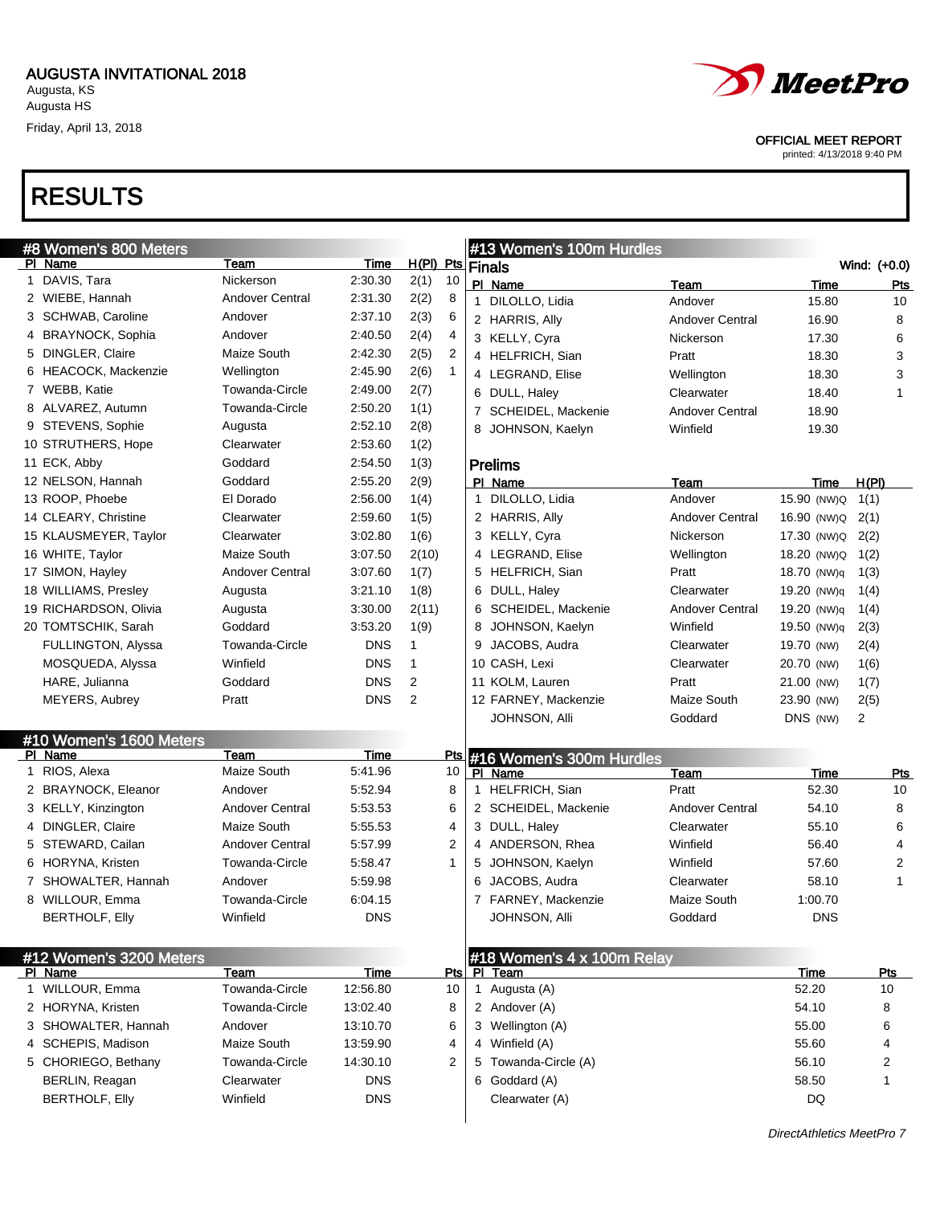AUGUSTA INVITATIONAL 2018
Augusta, KS
Augusta HS
Friday, April 13, 2018

OFFICIAL MEET REPORT
printed: 4/13/2018 9:40 PM

# RESULTS

## #8 Women's 800 Meters

| Pl | Name | Team | Time | H(Pl) | Pts |
|---|---|---|---|---|---|
| 1 | DAVIS, Tara | Nickerson | 2:30.30 | 2(1) | 10 |
| 2 | WIEBE, Hannah | Andover Central | 2:31.30 | 2(2) | 8 |
| 3 | SCHWAB, Caroline | Andover | 2:37.10 | 2(3) | 6 |
| 4 | BRAYNOCK, Sophia | Andover | 2:40.50 | 2(4) | 4 |
| 5 | DINGLER, Claire | Maize South | 2:42.30 | 2(5) | 2 |
| 6 | HEACOCK, Mackenzie | Wellington | 2:45.90 | 2(6) | 1 |
| 7 | WEBB, Katie | Towanda-Circle | 2:49.00 | 2(7) | |
| 8 | ALVAREZ, Autumn | Towanda-Circle | 2:50.20 | 1(1) | |
| 9 | STEVENS, Sophie | Augusta | 2:52.10 | 2(8) | |
| 10 | STRUTHERS, Hope | Clearwater | 2:53.60 | 1(2) | |
| 11 | ECK, Abby | Goddard | 2:54.50 | 1(3) | |
| 12 | NELSON, Hannah | Goddard | 2:55.20 | 2(9) | |
| 13 | ROOP, Phoebe | El Dorado | 2:56.00 | 1(4) | |
| 14 | CLEARY, Christine | Clearwater | 2:59.60 | 1(5) | |
| 15 | KLAUSMEYER, Taylor | Clearwater | 3:02.80 | 1(6) | |
| 16 | WHITE, Taylor | Maize South | 3:07.50 | 2(10) | |
| 17 | SIMON, Hayley | Andover Central | 3:07.60 | 1(7) | |
| 18 | WILLIAMS, Presley | Augusta | 3:21.10 | 1(8) | |
| 19 | RICHARDSON, Olivia | Augusta | 3:30.00 | 2(11) | |
| 20 | TOMTSCHIK, Sarah | Goddard | 3:53.20 | 1(9) | |
| | FULLINGTON, Alyssa | Towanda-Circle | DNS | 1 | |
| | MOSQUEDA, Alyssa | Winfield | DNS | 1 | |
| | HARE, Julianna | Goddard | DNS | 2 | |
| | MEYERS, Aubrey | Pratt | DNS | 2 | |

## #10 Women's 1600 Meters

| Pl | Name | Team | Time | Pts |
|---|---|---|---|---|
| 1 | RIOS, Alexa | Maize South | 5:41.96 | 10 |
| 2 | BRAYNOCK, Eleanor | Andover | 5:52.94 | 8 |
| 3 | KELLY, Kinzington | Andover Central | 5:53.53 | 6 |
| 4 | DINGLER, Claire | Maize South | 5:55.53 | 4 |
| 5 | STEWARD, Cailan | Andover Central | 5:57.99 | 2 |
| 6 | HORYNA, Kristen | Towanda-Circle | 5:58.47 | 1 |
| 7 | SHOWALTER, Hannah | Andover | 5:59.98 | |
| 8 | WILLOUR, Emma | Towanda-Circle | 6:04.15 | |
| | BERTHOLF, Elly | Winfield | DNS | |

## #12 Women's 3200 Meters

| Pl | Name | Team | Time | Pts |
|---|---|---|---|---|
| 1 | WILLOUR, Emma | Towanda-Circle | 12:56.80 | 10 |
| 2 | HORYNA, Kristen | Towanda-Circle | 13:02.40 | 8 |
| 3 | SHOWALTER, Hannah | Andover | 13:10.70 | 6 |
| 4 | SCHEPIS, Madison | Maize South | 13:59.90 | 4 |
| 5 | CHORIEGO, Bethany | Towanda-Circle | 14:30.10 | 2 |
| | BERLIN, Reagan | Clearwater | DNS | |
| | BERTHOLF, Elly | Winfield | DNS | |

## #13 Women's 100m Hurdles

### Finals

Wind: (+0.0)

| Pl | Name | Team | Time | Pts |
|---|---|---|---|---|
| 1 | DILOLLO, Lidia | Andover | 15.80 | 10 |
| 2 | HARRIS, Ally | Andover Central | 16.90 | 8 |
| 3 | KELLY, Cyra | Nickerson | 17.30 | 6 |
| 4 | HELFRICH, Sian | Pratt | 18.30 | 3 |
| 4 | LEGRAND, Elise | Wellington | 18.30 | 3 |
| 6 | DULL, Haley | Clearwater | 18.40 | 1 |
| 7 | SCHEIDEL, Mackenie | Andover Central | 18.90 | |
| 8 | JOHNSON, Kaelyn | Winfield | 19.30 | |

### Prelims

| Pl | Name | Team | Time | H(Pl) |
|---|---|---|---|---|
| 1 | DILOLLO, Lidia | Andover | 15.90 (NW)Q | 1(1) |
| 2 | HARRIS, Ally | Andover Central | 16.90 (NW)Q | 2(1) |
| 3 | KELLY, Cyra | Nickerson | 17.30 (NW)Q | 2(2) |
| 4 | LEGRAND, Elise | Wellington | 18.20 (NW)Q | 1(2) |
| 5 | HELFRICH, Sian | Pratt | 18.70 (NW)q | 1(3) |
| 6 | DULL, Haley | Clearwater | 19.20 (NW)q | 1(4) |
| 6 | SCHEIDEL, Mackenie | Andover Central | 19.20 (NW)q | 1(4) |
| 8 | JOHNSON, Kaelyn | Winfield | 19.50 (NW)q | 2(3) |
| 9 | JACOBS, Audra | Clearwater | 19.70 (NW) | 2(4) |
| 10 | CASH, Lexi | Clearwater | 20.70 (NW) | 1(6) |
| 11 | KOLM, Lauren | Pratt | 21.00 (NW) | 1(7) |
| 12 | FARNEY, Mackenzie | Maize South | 23.90 (NW) | 2(5) |
| | JOHNSON, Alli | Goddard | DNS (NW) | 2 |

## #16 Women's 300m Hurdles

| Pl | Name | Team | Time | Pts |
|---|---|---|---|---|
| 1 | HELFRICH, Sian | Pratt | 52.30 | 10 |
| 2 | SCHEIDEL, Mackenie | Andover Central | 54.10 | 8 |
| 3 | DULL, Haley | Clearwater | 55.10 | 6 |
| 4 | ANDERSON, Rhea | Winfield | 56.40 | 4 |
| 5 | JOHNSON, Kaelyn | Winfield | 57.60 | 2 |
| 6 | JACOBS, Audra | Clearwater | 58.10 | 1 |
| 7 | FARNEY, Mackenzie | Maize South | 1:00.70 | |
| | JOHNSON, Alli | Goddard | DNS | |

## #18 Women's 4 x 100m Relay

| Pl | Team | Time | Pts |
|---|---|---|---|
| 1 | Augusta (A) | 52.20 | 10 |
| 2 | Andover (A) | 54.10 | 8 |
| 3 | Wellington (A) | 55.00 | 6 |
| 4 | Winfield (A) | 55.60 | 4 |
| 5 | Towanda-Circle (A) | 56.10 | 2 |
| 6 | Goddard (A) | 58.50 | 1 |
| | Clearwater (A) | DQ | |

*DirectAthletics MeetPro 7*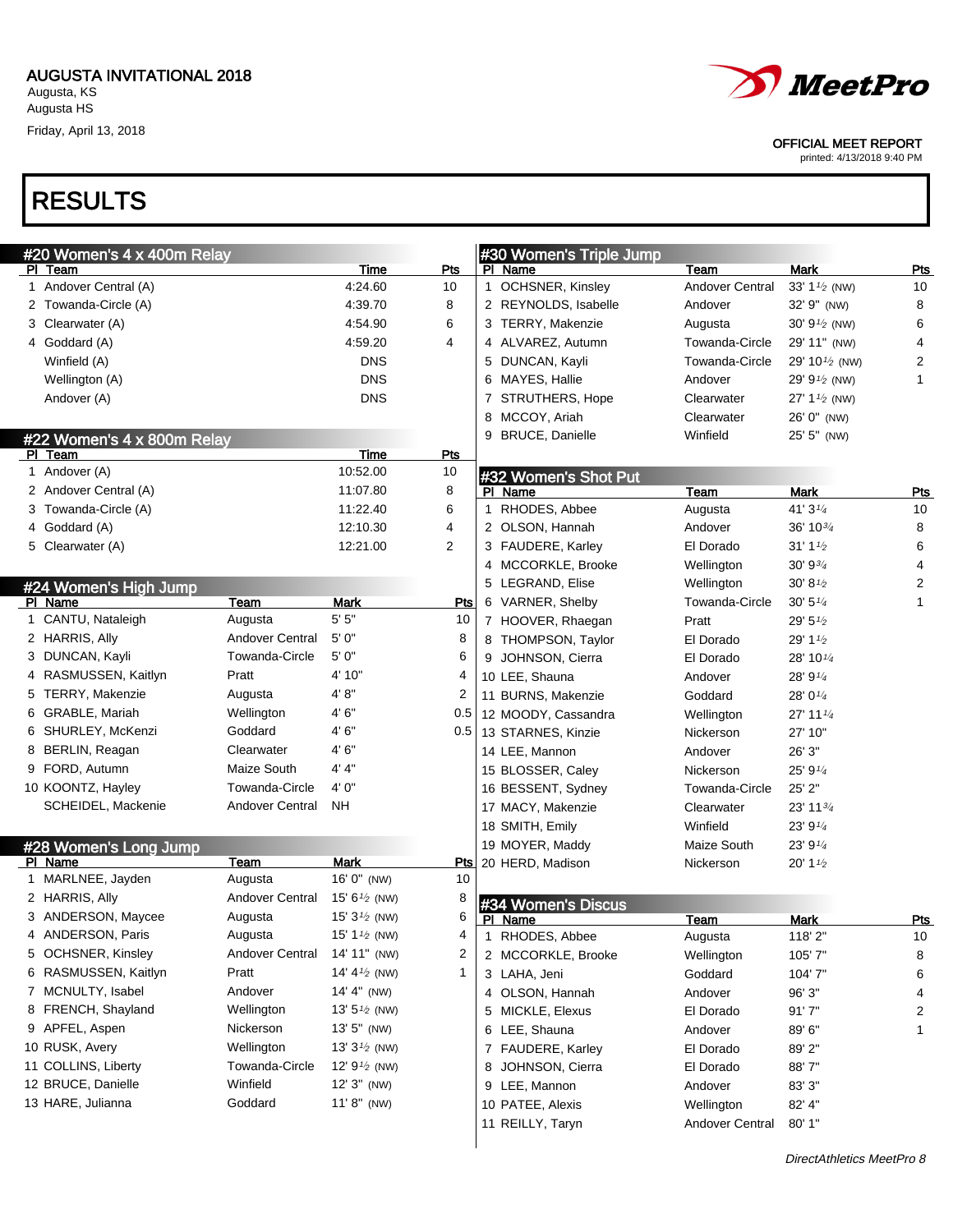AUGUSTA INVITATIONAL 2018
Augusta, KS
Augusta HS
Friday, April 13, 2018

OFFICIAL MEET REPORT
printed: 4/13/2018 9:40 PM

# RESULTS

## #20 Women's 4 x 400m Relay

| Pl | Team | Time | Pts |
|---|---|---|---|
| 1 | Andover Central (A) | 4:24.60 | 10 |
| 2 | Towanda-Circle (A) | 4:39.70 | 8 |
| 3 | Clearwater (A) | 4:54.90 | 6 |
| 4 | Goddard (A) | 4:59.20 | 4 |
| | Winfield (A) | DNS | |
| | Wellington (A) | DNS | |
| | Andover (A) | DNS | |

## #22 Women's 4 x 800m Relay

| Pl | Team | Time | Pts |
|---|---|---|---|
| 1 | Andover (A) | 10:52.00 | 10 |
| 2 | Andover Central (A) | 11:07.80 | 8 |
| 3 | Towanda-Circle (A) | 11:22.40 | 6 |
| 4 | Goddard (A) | 12:10.30 | 4 |
| 5 | Clearwater (A) | 12:21.00 | 2 |

## #24 Women's High Jump

| Pl | Name | Team | Mark | Pts |
|---|---|---|---|---|
| 1 | CANTU, Nataleigh | Augusta | 5' 5" | 10 |
| 2 | HARRIS, Ally | Andover Central | 5' 0" | 8 |
| 3 | DUNCAN, Kayli | Towanda-Circle | 5' 0" | 6 |
| 4 | RASMUSSEN, Kaitlyn | Pratt | 4' 10" | 4 |
| 5 | TERRY, Makenzie | Augusta | 4' 8" | 2 |
| 6 | GRABLE, Mariah | Wellington | 4' 6" | 0.5 |
| 6 | SHURLEY, McKenzi | Goddard | 4' 6" | 0.5 |
| 8 | BERLIN, Reagan | Clearwater | 4' 6" | |
| 9 | FORD, Autumn | Maize South | 4' 4" | |
| 10 | KOONTZ, Hayley | Towanda-Circle | 4' 0" | |
| | SCHEIDEL, Mackenie | Andover Central | NH | |

## #28 Women's Long Jump

| Pl | Name | Team | Mark | Pts |
|---|---|---|---|---|
| 1 | MARLNEE, Jayden | Augusta | 16' 0" (NW) | 10 |
| 2 | HARRIS, Ally | Andover Central | 15' 6½ (NW) | 8 |
| 3 | ANDERSON, Maycee | Augusta | 15' 3½ (NW) | 6 |
| 4 | ANDERSON, Paris | Augusta | 15' 1½ (NW) | 4 |
| 5 | OCHSNER, Kinsley | Andover Central | 14' 11" (NW) | 2 |
| 6 | RASMUSSEN, Kaitlyn | Pratt | 14' 4½ (NW) | 1 |
| 7 | MCNULTY, Isabel | Andover | 14' 4" (NW) | |
| 8 | FRENCH, Shayland | Wellington | 13' 5½ (NW) | |
| 9 | APFEL, Aspen | Nickerson | 13' 5" (NW) | |
| 10 | RUSK, Avery | Wellington | 13' 3½ (NW) | |
| 11 | COLLINS, Liberty | Towanda-Circle | 12' 9½ (NW) | |
| 12 | BRUCE, Danielle | Winfield | 12' 3" (NW) | |
| 13 | HARE, Julianna | Goddard | 11' 8" (NW) | |

## #30 Women's Triple Jump

| Pl | Name | Team | Mark | Pts |
|---|---|---|---|---|
| 1 | OCHSNER, Kinsley | Andover Central | 33' 1½ (NW) | 10 |
| 2 | REYNOLDS, Isabelle | Andover | 32' 9" (NW) | 8 |
| 3 | TERRY, Makenzie | Augusta | 30' 9½ (NW) | 6 |
| 4 | ALVAREZ, Autumn | Towanda-Circle | 29' 11" (NW) | 4 |
| 5 | DUNCAN, Kayli | Towanda-Circle | 29' 10½ (NW) | 2 |
| 6 | MAYES, Hallie | Andover | 29' 9½ (NW) | 1 |
| 7 | STRUTHERS, Hope | Clearwater | 27' 1½ (NW) | |
| 8 | MCCOY, Ariah | Clearwater | 26' 0" (NW) | |
| 9 | BRUCE, Danielle | Winfield | 25' 5" (NW) | |

## #32 Women's Shot Put

| Pl | Name | Team | Mark | Pts |
|---|---|---|---|---|
| 1 | RHODES, Abbee | Augusta | 41' 3¼ | 10 |
| 2 | OLSON, Hannah | Andover | 36' 10¾ | 8 |
| 3 | FAUDERE, Karley | El Dorado | 31' 1½ | 6 |
| 4 | MCCORKLE, Brooke | Wellington | 30' 9¾ | 4 |
| 5 | LEGRAND, Elise | Wellington | 30' 8½ | 2 |
| 6 | VARNER, Shelby | Towanda-Circle | 30' 5¼ | 1 |
| 7 | HOOVER, Rhaegan | Pratt | 29' 5½ | |
| 8 | THOMPSON, Taylor | El Dorado | 29' 1½ | |
| 9 | JOHNSON, Cierra | El Dorado | 28' 10¼ | |
| 10 | LEE, Shauna | Andover | 28' 9¼ | |
| 11 | BURNS, Makenzie | Goddard | 28' 0¼ | |
| 12 | MOODY, Cassandra | Wellington | 27' 11¼ | |
| 13 | STARNES, Kinzie | Nickerson | 27' 10" | |
| 14 | LEE, Mannon | Andover | 26' 3" | |
| 15 | BLOSSER, Caley | Nickerson | 25' 9¼ | |
| 16 | BESSENT, Sydney | Towanda-Circle | 25' 2" | |
| 17 | MACY, Makenzie | Clearwater | 23' 11¾ | |
| 18 | SMITH, Emily | Winfield | 23' 9¼ | |
| 19 | MOYER, Maddy | Maize South | 23' 9¼ | |
| 20 | HERD, Madison | Nickerson | 20' 1½ | |

## #34 Women's Discus

| Pl | Name | Team | Mark | Pts |
|---|---|---|---|---|
| 1 | RHODES, Abbee | Augusta | 118' 2" | 10 |
| 2 | MCCORKLE, Brooke | Wellington | 105' 7" | 8 |
| 3 | LAHA, Jeni | Goddard | 104' 7" | 6 |
| 4 | OLSON, Hannah | Andover | 96' 3" | 4 |
| 5 | MICKLE, Elexus | El Dorado | 91' 7" | 2 |
| 6 | LEE, Shauna | Andover | 89' 6" | 1 |
| 7 | FAUDERE, Karley | El Dorado | 89' 2" | |
| 8 | JOHNSON, Cierra | El Dorado | 88' 7" | |
| 9 | LEE, Mannon | Andover | 83' 3" | |
| 10 | PATEE, Alexis | Wellington | 82' 4" | |
| 11 | REILLY, Taryn | Andover Central | 80' 1" | |

*DirectAthletics MeetPro 8*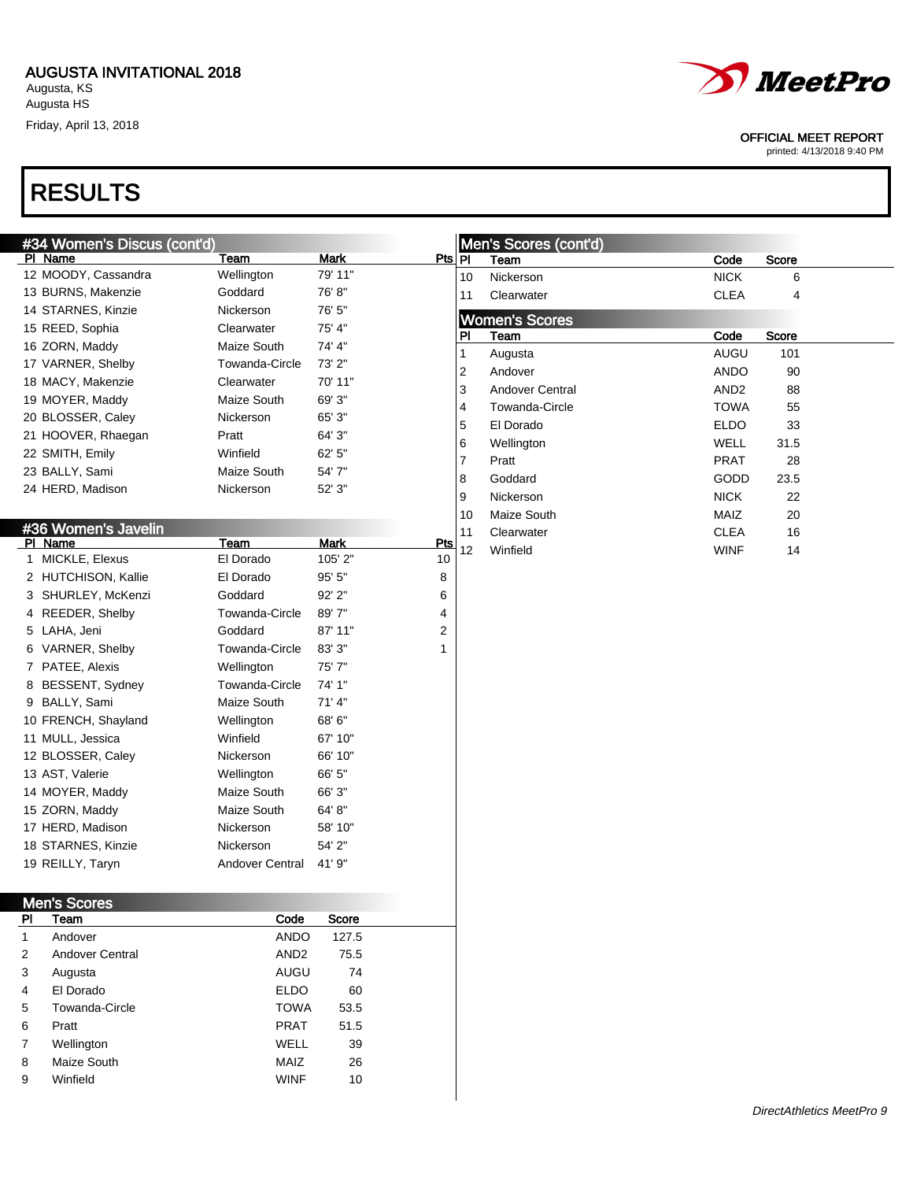## #34 Women's Discus (cont'd)

| Pl | Name | Team | Mark | Pts |
|---|---|---|---|---|
| 12 | MOODY, Cassandra | Wellington | 79' 11" | |
| 13 | BURNS, Makenzie | Goddard | 76' 8" | |
| 14 | STARNES, Kinzie | Nickerson | 76' 5" | |
| 15 | REED, Sophia | Clearwater | 75' 4" | |
| 16 | ZORN, Maddy | Maize South | 74' 4" | |
| 17 | VARNER, Shelby | Towanda-Circle | 73' 2" | |
| 18 | MACY, Makenzie | Clearwater | 70' 11" | |
| 19 | MOYER, Maddy | Maize South | 69' 3" | |
| 20 | BLOSSER, Caley | Nickerson | 65' 3" | |
| 21 | HOOVER, Rhaegan | Pratt | 64' 3" | |
| 22 | SMITH, Emily | Winfield | 62' 5" | |
| 23 | BALLY, Sami | Maize South | 54' 7" | |
| 24 | HERD, Madison | Nickerson | 52' 3" | |

## #36 Women's Javelin

| Pl | Name | Team | Mark | Pts |
|---|---|---|---|---|
| 1 | MICKLE, Elexus | El Dorado | 105' 2" | 10 |
| 2 | HUTCHISON, Kallie | El Dorado | 95' 5" | 8 |
| 3 | SHURLEY, McKenzi | Goddard | 92' 2" | 6 |
| 4 | REEDER, Shelby | Towanda-Circle | 89' 7" | 4 |
| 5 | LAHA, Jeni | Goddard | 87' 11" | 2 |
| 6 | VARNER, Shelby | Towanda-Circle | 83' 3" | 1 |
| 7 | PATEE, Alexis | Wellington | 75' 7" | |
| 8 | BESSENT, Sydney | Towanda-Circle | 74' 1" | |
| 9 | BALLY, Sami | Maize South | 71' 4" | |
| 10 | FRENCH, Shayland | Wellington | 68' 6" | |
| 11 | MULL, Jessica | Winfield | 67' 10" | |
| 12 | BLOSSER, Caley | Nickerson | 66' 10" | |
| 13 | AST, Valerie | Wellington | 66' 5" | |
| 14 | MOYER, Maddy | Maize South | 66' 3" | |
| 15 | ZORN, Maddy | Maize South | 64' 8" | |
| 17 | HERD, Madison | Nickerson | 58' 10" | |
| 18 | STARNES, Kinzie | Nickerson | 54' 2" | |
| 19 | REILLY, Taryn | Andover Central | 41' 9" | |

## Men's Scores

| Pl | Team | Code | Score |
|---|---|---|---|
| 1 | Andover | ANDO | 127.5 |
| 2 | Andover Central | AND2 | 75.5 |
| 3 | Augusta | AUGU | 74 |
| 4 | El Dorado | ELDO | 60 |
| 5 | Towanda-Circle | TOWA | 53.5 |
| 6 | Pratt | PRAT | 51.5 |
| 7 | Wellington | WELL | 39 |
| 8 | Maize South | MAIZ | 26 |
| 9 | Winfield | WINF | 10 |
| 10 | Nickerson | NICK | 6 |
| 11 | Clearwater | CLEA | 4 |

## Women's Scores

| Pl | Team | Code | Score |
|---|---|---|---|
| 1 | Augusta | AUGU | 101 |
| 2 | Andover | ANDO | 90 |
| 3 | Andover Central | AND2 | 88 |
| 4 | Towanda-Circle | TOWA | 55 |
| 5 | El Dorado | ELDO | 33 |
| 6 | Wellington | WELL | 31.5 |
| 7 | Pratt | PRAT | 28 |
| 8 | Goddard | GODD | 23.5 |
| 9 | Nickerson | NICK | 22 |
| 10 | Maize South | MAIZ | 20 |
| 11 | Clearwater | CLEA | 16 |
| 12 | Winfield | WINF | 14 |